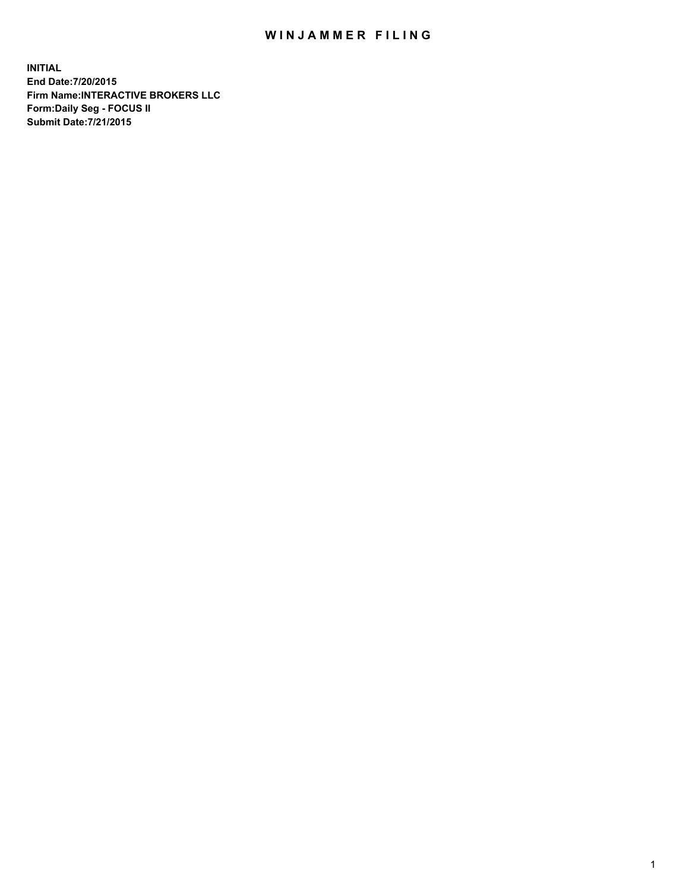# WINJAMMER FILING

**INITIAL**
**End Date:7/20/2015**
**Firm Name:INTERACTIVE BROKERS LLC**
**Form:Daily Seg - FOCUS II**
**Submit Date:7/21/2015**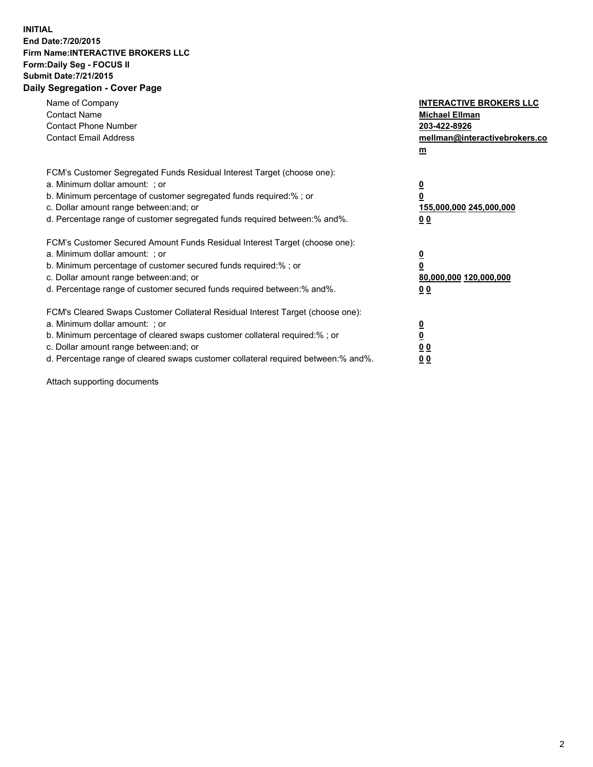**INITIAL**
**End Date:7/20/2015**
**Firm Name:INTERACTIVE BROKERS LLC**
**Form:Daily Seg - FOCUS II**
**Submit Date:7/21/2015**

## Daily Segregation - Cover Page

| | |
|---|---|
| Name of Company | **INTERACTIVE BROKERS LLC** |
| Contact Name | **Michael Ellman** |
| Contact Phone Number | **203-422-8926** |
| Contact Email Address | **mellman@interactivebrokers.com** |

FCM's Customer Segregated Funds Residual Interest Target (choose one):

| | |
|---|---|
| a. Minimum dollar amount: ; or | **0** |
| b. Minimum percentage of customer segregated funds required:% ; or | **0** |
| c. Dollar amount range between:and; or | **155,000,000 245,000,000** |
| d. Percentage range of customer segregated funds required between:% and%. | **0 0** |

FCM's Customer Secured Amount Funds Residual Interest Target (choose one):

| | |
|---|---|
| a. Minimum dollar amount: ; or | **0** |
| b. Minimum percentage of customer secured funds required:% ; or | **0** |
| c. Dollar amount range between:and; or | **80,000,000 120,000,000** |
| d. Percentage range of customer secured funds required between:% and%. | **0 0** |

FCM's Cleared Swaps Customer Collateral Residual Interest Target (choose one):

| | |
|---|---|
| a. Minimum dollar amount: ; or | **0** |
| b. Minimum percentage of cleared swaps customer collateral required:% ; or | **0** |
| c. Dollar amount range between:and; or | **0 0** |
| d. Percentage range of cleared swaps customer collateral required between:% and%. | **0 0** |

Attach supporting documents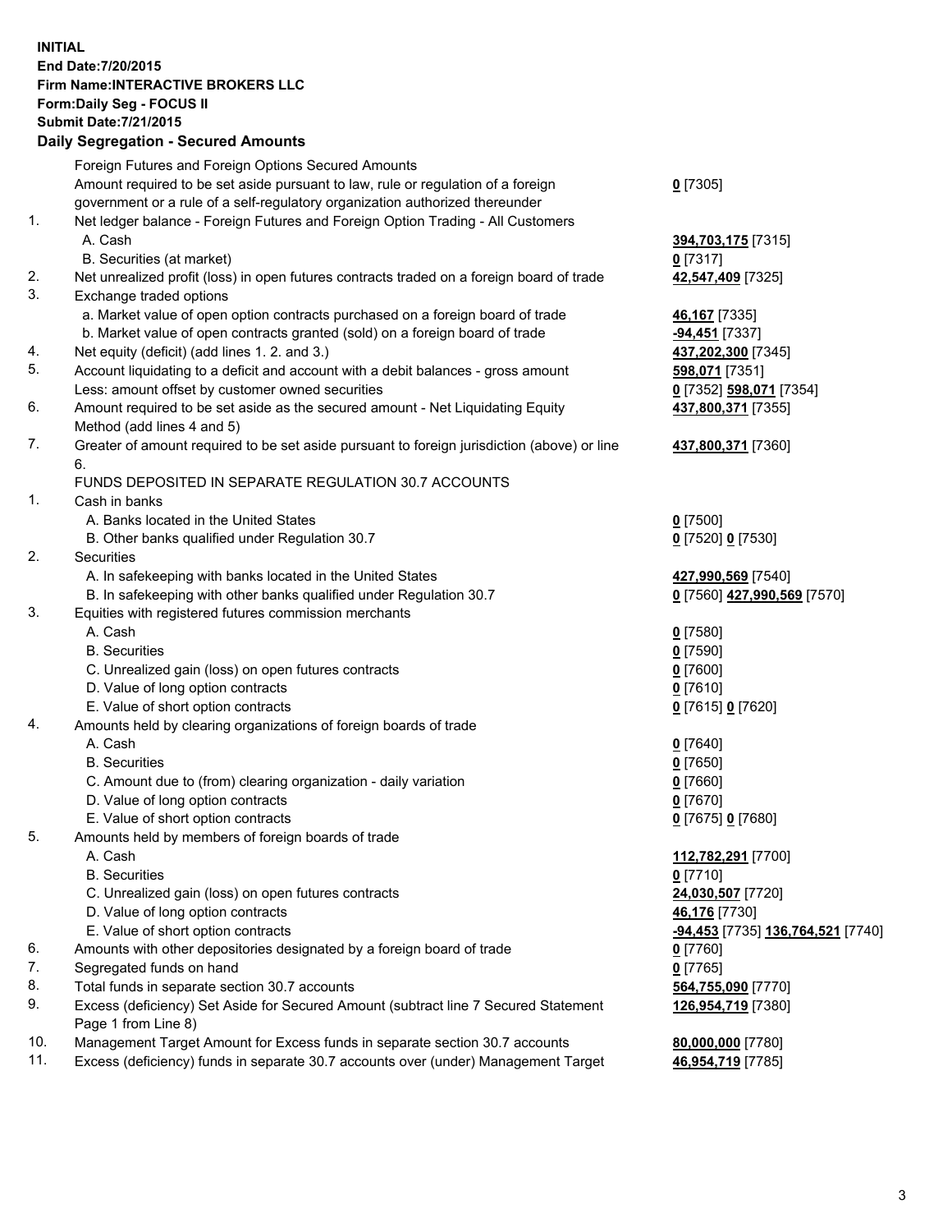**INITIAL**
**End Date:7/20/2015**
**Firm Name:INTERACTIVE BROKERS LLC**
**Form:Daily Seg - FOCUS II**
**Submit Date:7/21/2015**

**Daily Segregation - Secured Amounts**

| | | |
|---|---|---|
| | Foreign Futures and Foreign Options Secured Amounts | |
| | Amount required to be set aside pursuant to law, rule or regulation of a foreign government or a rule of a self-regulatory organization authorized thereunder | **0** [7305] |
| 1. | Net ledger balance - Foreign Futures and Foreign Option Trading - All Customers | |
| | A. Cash | **394,703,175** [7315] |
| | B. Securities (at market) | **0** [7317] |
| 2. | Net unrealized profit (loss) in open futures contracts traded on a foreign board of trade | **42,547,409** [7325] |
| 3. | Exchange traded options | |
| | a. Market value of open option contracts purchased on a foreign board of trade | **46,167** [7335] |
| | b. Market value of open contracts granted (sold) on a foreign board of trade | **-94,451** [7337] |
| 4. | Net equity (deficit) (add lines 1. 2. and 3.) | **437,202,300** [7345] |
| 5. | Account liquidating to a deficit and account with a debit balances - gross amount | **598,071** [7351] |
| | Less: amount offset by customer owned securities | **0** [7352] **598,071** [7354] |
| 6. | Amount required to be set aside as the secured amount - Net Liquidating Equity Method (add lines 4 and 5) | **437,800,371** [7355] |
| 7. | Greater of amount required to be set aside pursuant to foreign jurisdiction (above) or line 6. | **437,800,371** [7360] |
| | FUNDS DEPOSITED IN SEPARATE REGULATION 30.7 ACCOUNTS | |
| 1. | Cash in banks | |
| | A. Banks located in the United States | **0** [7500] |
| | B. Other banks qualified under Regulation 30.7 | **0** [7520] **0** [7530] |
| 2. | Securities | |
| | A. In safekeeping with banks located in the United States | **427,990,569** [7540] |
| | B. In safekeeping with other banks qualified under Regulation 30.7 | **0** [7560] **427,990,569** [7570] |
| 3. | Equities with registered futures commission merchants | |
| | A. Cash | **0** [7580] |
| | B. Securities | **0** [7590] |
| | C. Unrealized gain (loss) on open futures contracts | **0** [7600] |
| | D. Value of long option contracts | **0** [7610] |
| | E. Value of short option contracts | **0** [7615] **0** [7620] |
| 4. | Amounts held by clearing organizations of foreign boards of trade | |
| | A. Cash | **0** [7640] |
| | B. Securities | **0** [7650] |
| | C. Amount due to (from) clearing organization - daily variation | **0** [7660] |
| | D. Value of long option contracts | **0** [7670] |
| | E. Value of short option contracts | **0** [7675] **0** [7680] |
| 5. | Amounts held by members of foreign boards of trade | |
| | A. Cash | **112,782,291** [7700] |
| | B. Securities | **0** [7710] |
| | C. Unrealized gain (loss) on open futures contracts | **24,030,507** [7720] |
| | D. Value of long option contracts | **46,176** [7730] |
| | E. Value of short option contracts | **-94,453** [7735] **136,764,521** [7740] |
| 6. | Amounts with other depositories designated by a foreign board of trade | **0** [7760] |
| 7. | Segregated funds on hand | **0** [7765] |
| 8. | Total funds in separate section 30.7 accounts | **564,755,090** [7770] |
| 9. | Excess (deficiency) Set Aside for Secured Amount (subtract line 7 Secured Statement Page 1 from Line 8) | **126,954,719** [7380] |
| 10. | Management Target Amount for Excess funds in separate section 30.7 accounts | **80,000,000** [7780] |
| 11. | Excess (deficiency) funds in separate 30.7 accounts over (under) Management Target | **46,954,719** [7785] |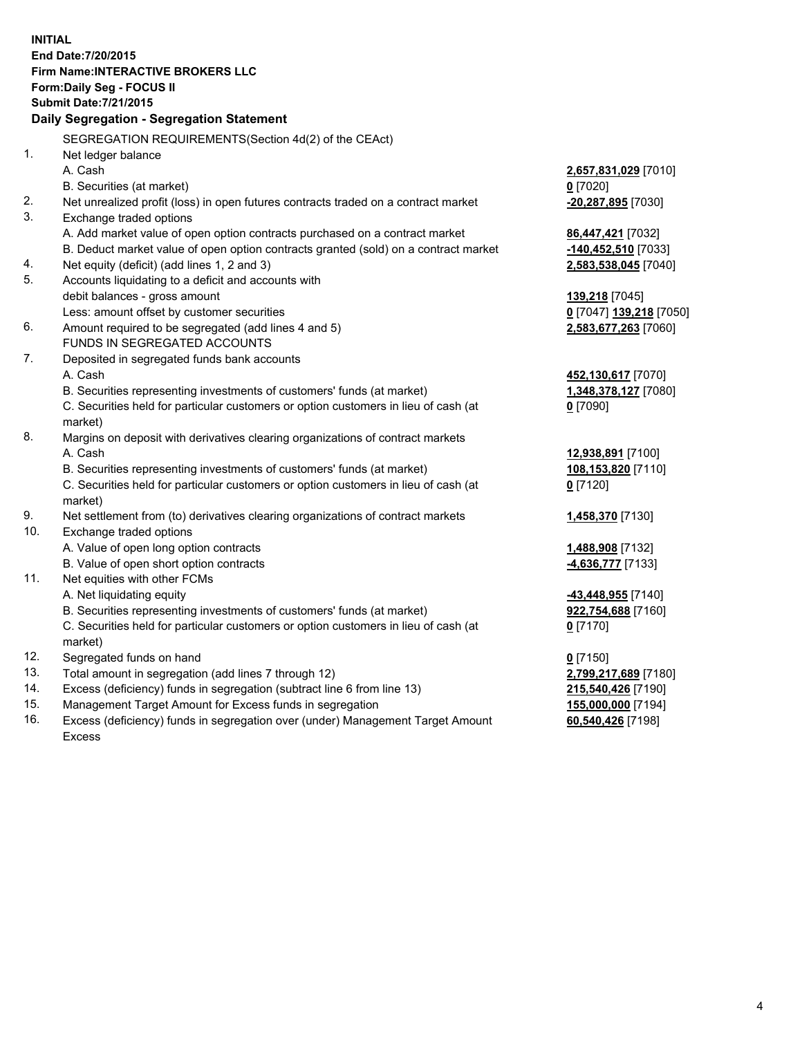**INITIAL**
**End Date:7/20/2015**
**Firm Name:INTERACTIVE BROKERS LLC**
**Form:Daily Seg - FOCUS II**
**Submit Date:7/21/2015**

**Daily Segregation - Segregation Statement**

SEGREGATION REQUIREMENTS(Section 4d(2) of the CEAct)

| | | |
|---|---|---|
| 1. | Net ledger balance | |
| | A. Cash | 2,657,831,029 [7010] |
| | B. Securities (at market) | 0 [7020] |
| 2. | Net unrealized profit (loss) in open futures contracts traded on a contract market | -20,287,895 [7030] |
| 3. | Exchange traded options | |
| | A. Add market value of open option contracts purchased on a contract market | 86,447,421 [7032] |
| | B. Deduct market value of open option contracts granted (sold) on a contract market | -140,452,510 [7033] |
| 4. | Net equity (deficit) (add lines 1, 2 and 3) | 2,583,538,045 [7040] |
| 5. | Accounts liquidating to a deficit and accounts with debit balances - gross amount | 139,218 [7045] |
| | Less: amount offset by customer securities | 0 [7047] 139,218 [7050] |
| 6. | Amount required to be segregated (add lines 4 and 5) | 2,583,677,263 [7060] |
| | FUNDS IN SEGREGATED ACCOUNTS | |
| 7. | Deposited in segregated funds bank accounts | |
| | A. Cash | 452,130,617 [7070] |
| | B. Securities representing investments of customers' funds (at market) | 1,348,378,127 [7080] |
| | C. Securities held for particular customers or option customers in lieu of cash (at market) | 0 [7090] |
| 8. | Margins on deposit with derivatives clearing organizations of contract markets | |
| | A. Cash | 12,938,891 [7100] |
| | B. Securities representing investments of customers' funds (at market) | 108,153,820 [7110] |
| | C. Securities held for particular customers or option customers in lieu of cash (at market) | 0 [7120] |
| 9. | Net settlement from (to) derivatives clearing organizations of contract markets | 1,458,370 [7130] |
| 10. | Exchange traded options | |
| | A. Value of open long option contracts | 1,488,908 [7132] |
| | B. Value of open short option contracts | -4,636,777 [7133] |
| 11. | Net equities with other FCMs | |
| | A. Net liquidating equity | -43,448,955 [7140] |
| | B. Securities representing investments of customers' funds (at market) | 922,754,688 [7160] |
| | C. Securities held for particular customers or option customers in lieu of cash (at market) | 0 [7170] |
| 12. | Segregated funds on hand | 0 [7150] |
| 13. | Total amount in segregation (add lines 7 through 12) | 2,799,217,689 [7180] |
| 14. | Excess (deficiency) funds in segregation (subtract line 6 from line 13) | 215,540,426 [7190] |
| 15. | Management Target Amount for Excess funds in segregation | 155,000,000 [7194] |
| 16. | Excess (deficiency) funds in segregation over (under) Management Target Amount Excess | 60,540,426 [7198] |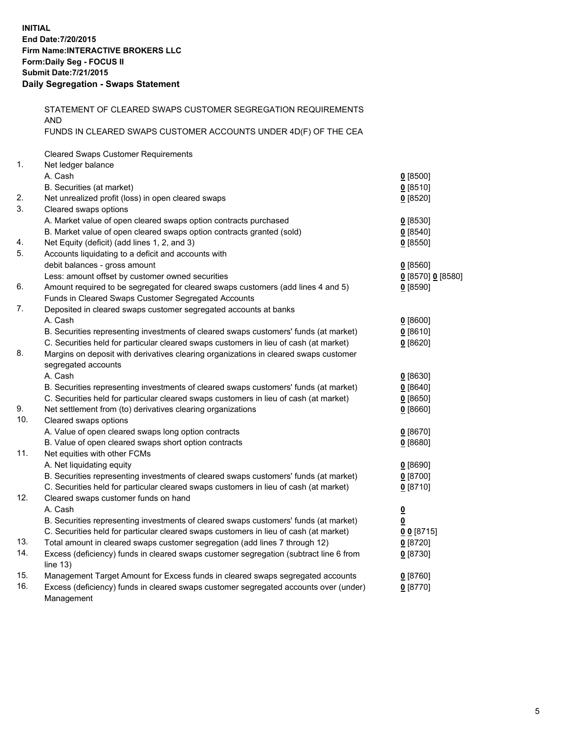**INITIAL**
**End Date:7/20/2015**
**Firm Name:INTERACTIVE BROKERS LLC**
**Form:Daily Seg - FOCUS II**
**Submit Date:7/21/2015**
**Daily Segregation - Swaps Statement**

STATEMENT OF CLEARED SWAPS CUSTOMER SEGREGATION REQUIREMENTS AND FUNDS IN CLEARED SWAPS CUSTOMER ACCOUNTS UNDER 4D(F) OF THE CEA

| | | |
|---|---|---|
| | Cleared Swaps Customer Requirements | |
| 1. | Net ledger balance | |
| | A. Cash | 0 [8500] |
| | B. Securities (at market) | 0 [8510] |
| 2. | Net unrealized profit (loss) in open cleared swaps | 0 [8520] |
| 3. | Cleared swaps options | |
| | A. Market value of open cleared swaps option contracts purchased | 0 [8530] |
| | B. Market value of open cleared swaps option contracts granted (sold) | 0 [8540] |
| 4. | Net Equity (deficit) (add lines 1, 2, and 3) | 0 [8550] |
| 5. | Accounts liquidating to a deficit and accounts with | |
| | debit balances - gross amount | 0 [8560] |
| | Less: amount offset by customer owned securities | 0 [8570] 0 [8580] |
| 6. | Amount required to be segregated for cleared swaps customers (add lines 4 and 5) | 0 [8590] |
| | Funds in Cleared Swaps Customer Segregated Accounts | |
| 7. | Deposited in cleared swaps customer segregated accounts at banks | |
| | A. Cash | 0 [8600] |
| | B. Securities representing investments of cleared swaps customers' funds (at market) | 0 [8610] |
| | C. Securities held for particular cleared swaps customers in lieu of cash (at market) | 0 [8620] |
| 8. | Margins on deposit with derivatives clearing organizations in cleared swaps customer segregated accounts | |
| | A. Cash | 0 [8630] |
| | B. Securities representing investments of cleared swaps customers' funds (at market) | 0 [8640] |
| | C. Securities held for particular cleared swaps customers in lieu of cash (at market) | 0 [8650] |
| 9. | Net settlement from (to) derivatives clearing organizations | 0 [8660] |
| 10. | Cleared swaps options | |
| | A. Value of open cleared swaps long option contracts | 0 [8670] |
| | B. Value of open cleared swaps short option contracts | 0 [8680] |
| 11. | Net equities with other FCMs | |
| | A. Net liquidating equity | 0 [8690] |
| | B. Securities representing investments of cleared swaps customers' funds (at market) | 0 [8700] |
| | C. Securities held for particular cleared swaps customers in lieu of cash (at market) | 0 [8710] |
| 12. | Cleared swaps customer funds on hand | |
| | A. Cash | 0 |
| | B. Securities representing investments of cleared swaps customers' funds (at market) | 0 |
| | C. Securities held for particular cleared swaps customers in lieu of cash (at market) | 0 0 [8715] |
| 13. | Total amount in cleared swaps customer segregation (add lines 7 through 12) | 0 [8720] |
| 14. | Excess (deficiency) funds in cleared swaps customer segregation (subtract line 6 from line 13) | 0 [8730] |
| 15. | Management Target Amount for Excess funds in cleared swaps segregated accounts | 0 [8760] |
| 16. | Excess (deficiency) funds in cleared swaps customer segregated accounts over (under) Management | 0 [8770] |